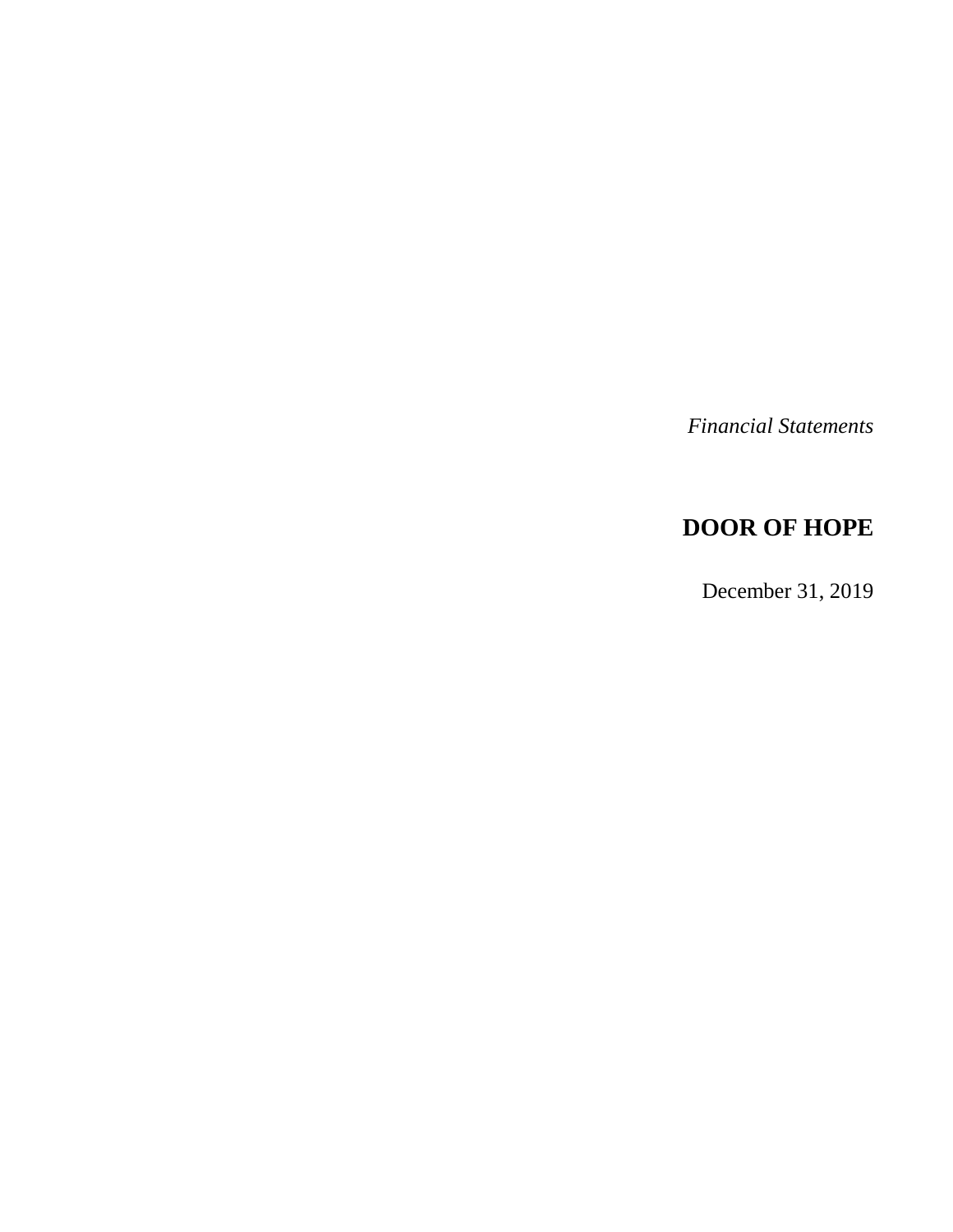*Financial Statements*

# DOOR OF HOPE

December 31, 2019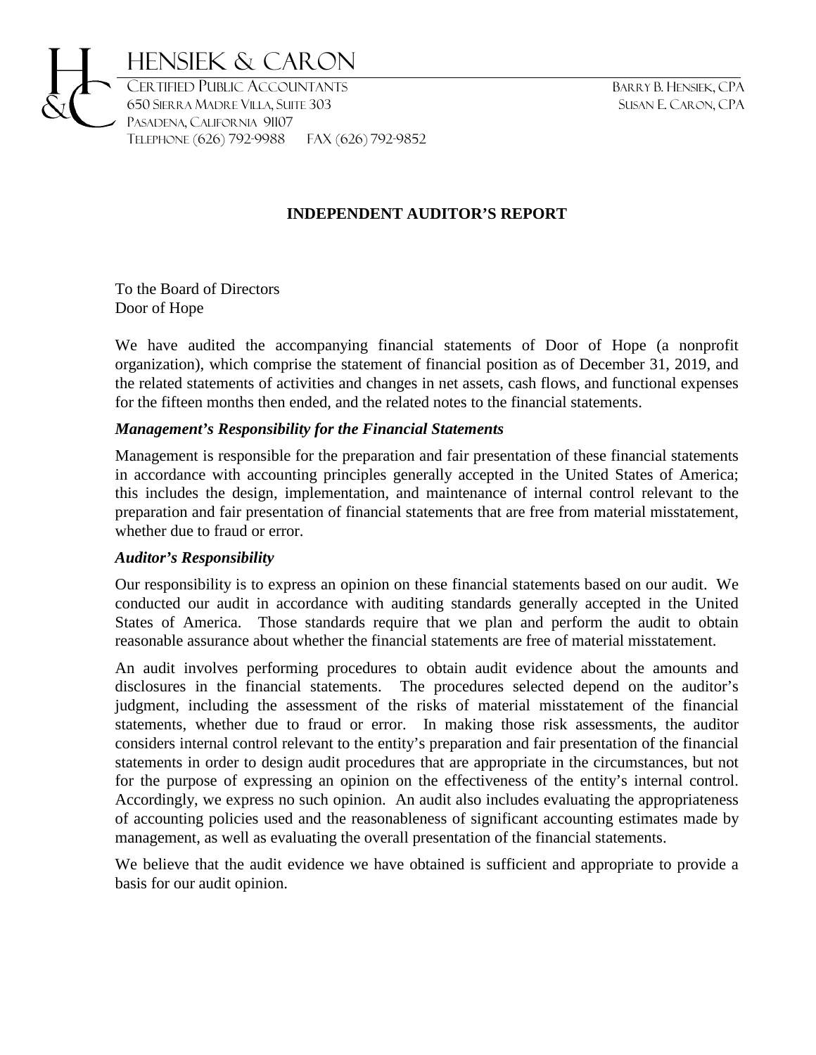HENSIEK & CARON

CERTIFIED PUBLIC ACCOUNTANTS
650 SIERRA MADRE VILLA, SUITE 303
PASADENA, CALIFORNIA 91107
TELEPHONE (626) 792-9988 FAX (626) 792-9852

BARRY B. HENSIEK, CPA
SUSAN E. CARON, CPA

# INDEPENDENT AUDITOR'S REPORT

To the Board of Directors
Door of Hope

We have audited the accompanying financial statements of Door of Hope (a nonprofit organization), which comprise the statement of financial position as of December 31, 2019, and the related statements of activities and changes in net assets, cash flows, and functional expenses for the fifteen months then ended, and the related notes to the financial statements.

***Management's Responsibility for the Financial Statements***

Management is responsible for the preparation and fair presentation of these financial statements in accordance with accounting principles generally accepted in the United States of America; this includes the design, implementation, and maintenance of internal control relevant to the preparation and fair presentation of financial statements that are free from material misstatement, whether due to fraud or error.

***Auditor's Responsibility***

Our responsibility is to express an opinion on these financial statements based on our audit. We conducted our audit in accordance with auditing standards generally accepted in the United States of America. Those standards require that we plan and perform the audit to obtain reasonable assurance about whether the financial statements are free of material misstatement.

An audit involves performing procedures to obtain audit evidence about the amounts and disclosures in the financial statements. The procedures selected depend on the auditor's judgment, including the assessment of the risks of material misstatement of the financial statements, whether due to fraud or error. In making those risk assessments, the auditor considers internal control relevant to the entity's preparation and fair presentation of the financial statements in order to design audit procedures that are appropriate in the circumstances, but not for the purpose of expressing an opinion on the effectiveness of the entity's internal control. Accordingly, we express no such opinion. An audit also includes evaluating the appropriateness of accounting policies used and the reasonableness of significant accounting estimates made by management, as well as evaluating the overall presentation of the financial statements.

We believe that the audit evidence we have obtained is sufficient and appropriate to provide a basis for our audit opinion.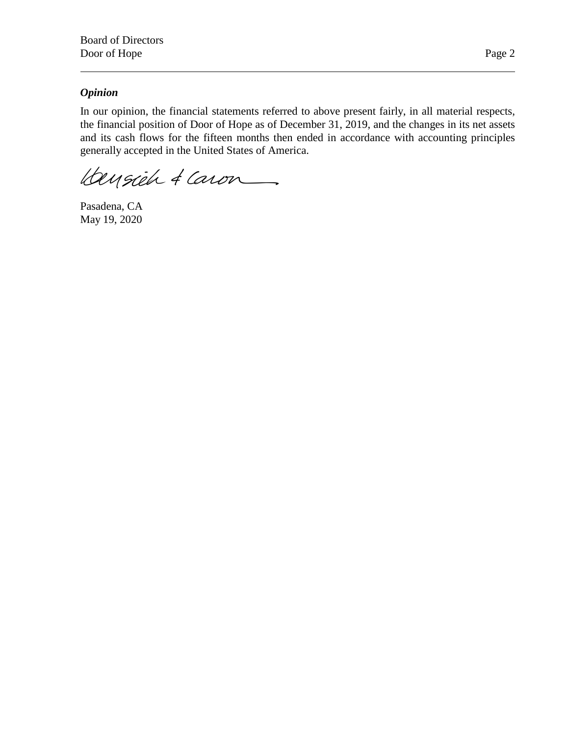***Opinion***

In our opinion, the financial statements referred to above present fairly, in all material respects, the financial position of Door of Hope as of December 31, 2019, and the changes in its net assets and its cash flows for the fifteen months then ended in accordance with accounting principles generally accepted in the United States of America.

Pasadena, CA
May 19, 2020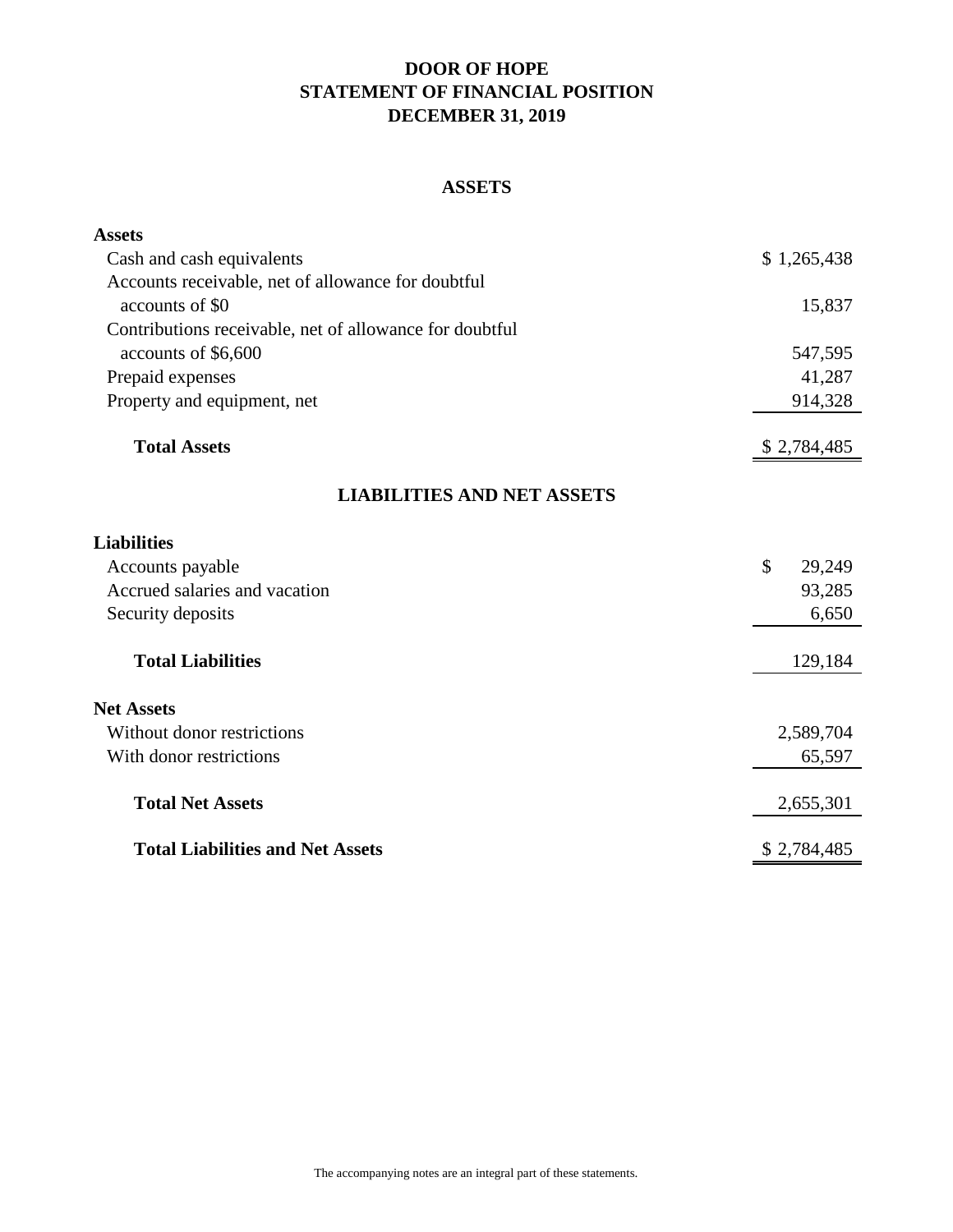# DOOR OF HOPE
## STATEMENT OF FINANCIAL POSITION
## DECEMBER 31, 2019

### ASSETS

| | |
|---|---|
| **Assets** | |
| Cash and cash equivalents | $ 1,265,438 |
| Accounts receivable, net of allowance for doubtful accounts of $0 | 15,837 |
| Contributions receivable, net of allowance for doubtful accounts of $6,600 | 547,595 |
| Prepaid expenses | 41,287 |
| Property and equipment, net | 914,328 |
| **Total Assets** | $ 2,784,485 |

### LIABILITIES AND NET ASSETS

| | |
|---|---|
| **Liabilities** | |
| Accounts payable | $ 29,249 |
| Accrued salaries and vacation | 93,285 |
| Security deposits | 6,650 |
| **Total Liabilities** | 129,184 |
| **Net Assets** | |
| Without donor restrictions | 2,589,704 |
| With donor restrictions | 65,597 |
| **Total Net Assets** | 2,655,301 |
| **Total Liabilities and Net Assets** | $ 2,784,485 |

The accompanying notes are an integral part of these statements.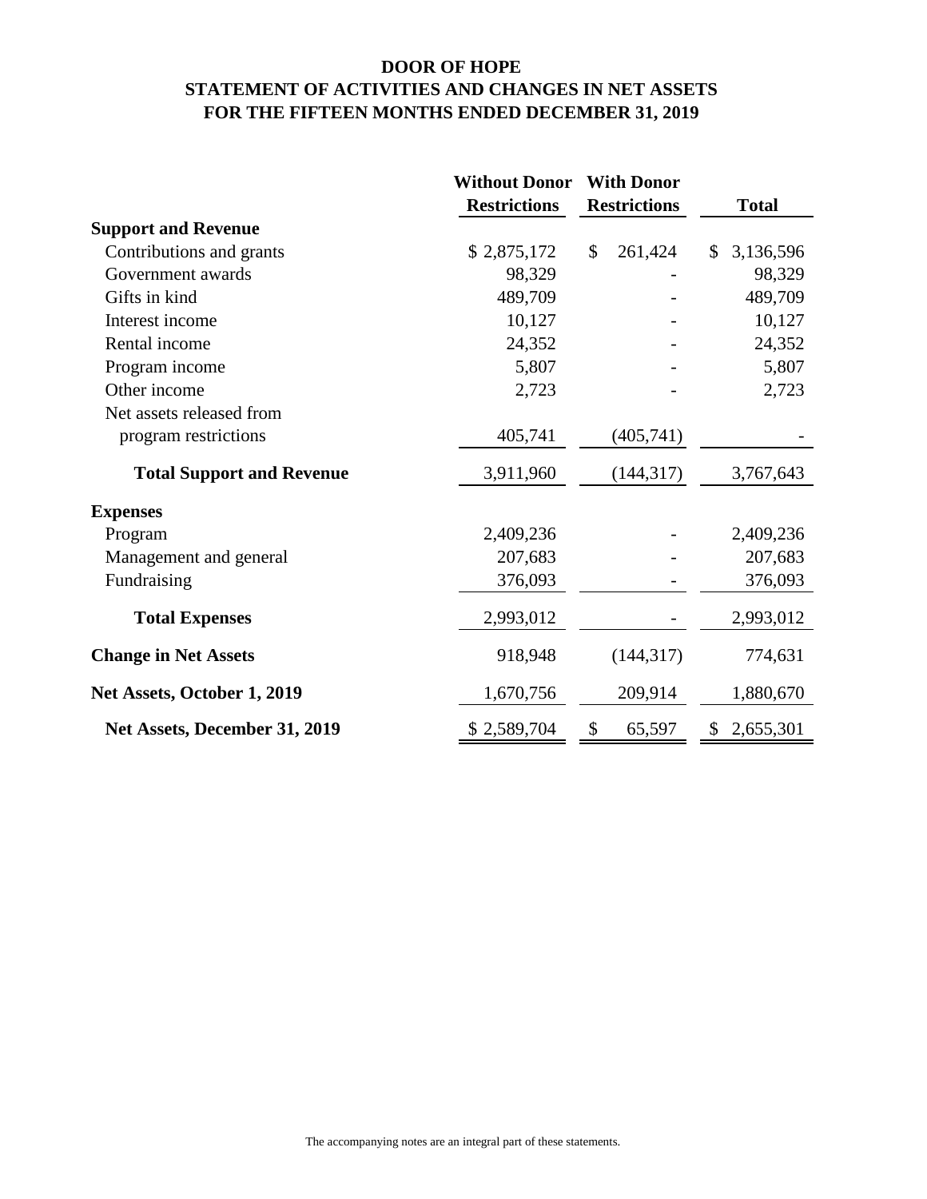# DOOR OF HOPE
## STATEMENT OF ACTIVITIES AND CHANGES IN NET ASSETS
## FOR THE FIFTEEN MONTHS ENDED DECEMBER 31, 2019

| | Without Donor Restrictions | With Donor Restrictions | Total |
|---|---|---|---|
| **Support and Revenue** | | | |
| Contributions and grants | $ 2,875,172 | $ 261,424 | $ 3,136,596 |
| Government awards | 98,329 | - | 98,329 |
| Gifts in kind | 489,709 | - | 489,709 |
| Interest income | 10,127 | - | 10,127 |
| Rental income | 24,352 | - | 24,352 |
| Program income | 5,807 | - | 5,807 |
| Other income | 2,723 | - | 2,723 |
| Net assets released from program restrictions | 405,741 | (405,741) | - |
| **Total Support and Revenue** | 3,911,960 | (144,317) | 3,767,643 |
| **Expenses** | | | |
| Program | 2,409,236 | - | 2,409,236 |
| Management and general | 207,683 | - | 207,683 |
| Fundraising | 376,093 | - | 376,093 |
| **Total Expenses** | 2,993,012 | - | 2,993,012 |
| **Change in Net Assets** | 918,948 | (144,317) | 774,631 |
| **Net Assets, October 1, 2019** | 1,670,756 | 209,914 | 1,880,670 |
| **Net Assets, December 31, 2019** | $ 2,589,704 | $ 65,597 | $ 2,655,301 |

The accompanying notes are an integral part of these statements.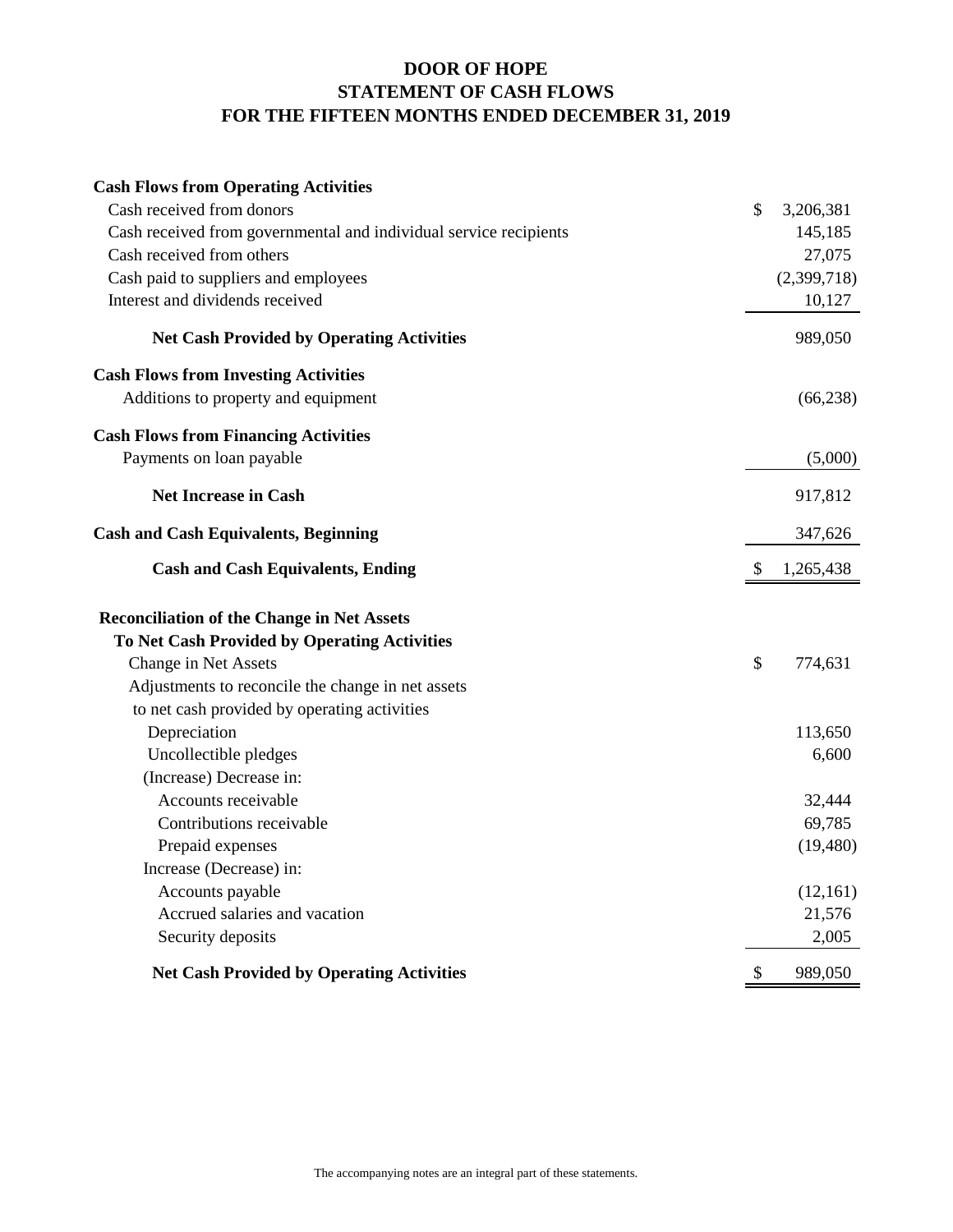# DOOR OF HOPE
## STATEMENT OF CASH FLOWS
## FOR THE FIFTEEN MONTHS ENDED DECEMBER 31, 2019

| | |
|---|---|
| **Cash Flows from Operating Activities** | |
| Cash received from donors | $ 3,206,381 |
| Cash received from governmental and individual service recipients | 145,185 |
| Cash received from others | 27,075 |
| Cash paid to suppliers and employees | (2,399,718) |
| Interest and dividends received | 10,127 |
| **Net Cash Provided by Operating Activities** | 989,050 |
| **Cash Flows from Investing Activities** | |
| Additions to property and equipment | (66,238) |
| **Cash Flows from Financing Activities** | |
| Payments on loan payable | (5,000) |
| **Net Increase in Cash** | 917,812 |
| **Cash and Cash Equivalents, Beginning** | 347,626 |
| **Cash and Cash Equivalents, Ending** | $ 1,265,438 |
| **Reconciliation of the Change in Net Assets To Net Cash Provided by Operating Activities** | |
| Change in Net Assets | $ 774,631 |
| Adjustments to reconcile the change in net assets to net cash provided by operating activities | |
| Depreciation | 113,650 |
| Uncollectible pledges | 6,600 |
| (Increase) Decrease in: | |
| Accounts receivable | 32,444 |
| Contributions receivable | 69,785 |
| Prepaid expenses | (19,480) |
| Increase (Decrease) in: | |
| Accounts payable | (12,161) |
| Accrued salaries and vacation | 21,576 |
| Security deposits | 2,005 |
| **Net Cash Provided by Operating Activities** | $ 989,050 |

The accompanying notes are an integral part of these statements.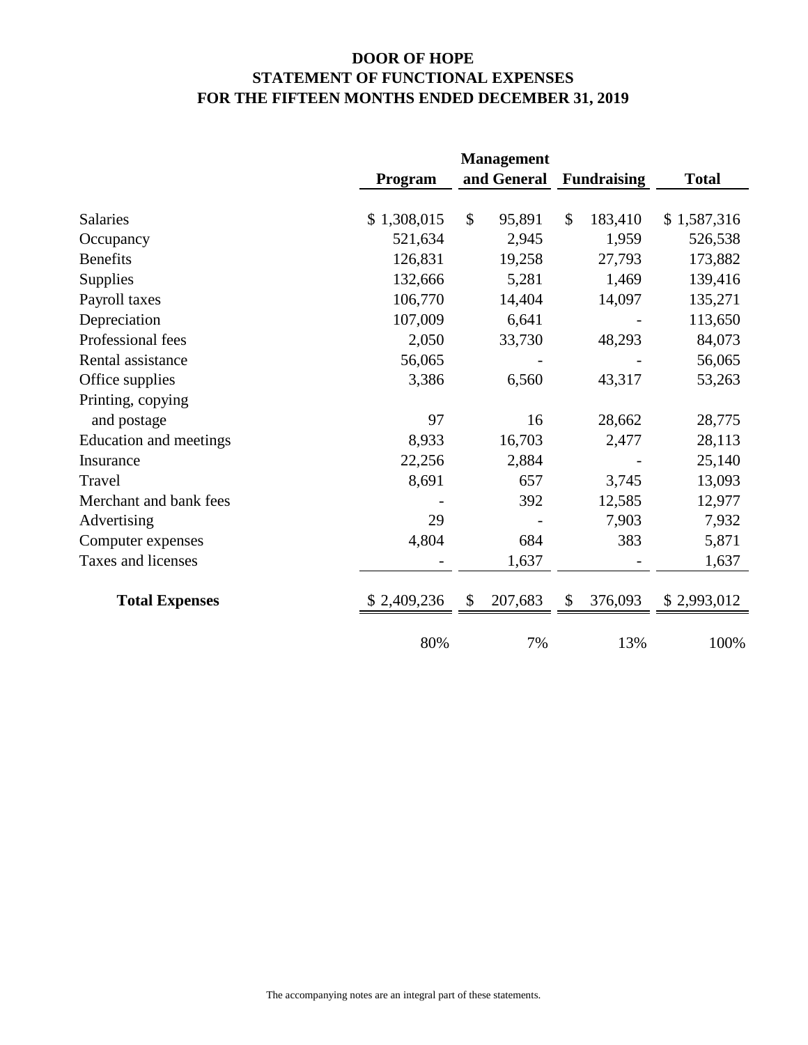# DOOR OF HOPE
## STATEMENT OF FUNCTIONAL EXPENSES
## FOR THE FIFTEEN MONTHS ENDED DECEMBER 31, 2019

| | Program | Management and General | Fundraising | Total |
|---|---|---|---|---|
| Salaries | $ 1,308,015 | $ 95,891 | $ 183,410 | $ 1,587,316 |
| Occupancy | 521,634 | 2,945 | 1,959 | 526,538 |
| Benefits | 126,831 | 19,258 | 27,793 | 173,882 |
| Supplies | 132,666 | 5,281 | 1,469 | 139,416 |
| Payroll taxes | 106,770 | 14,404 | 14,097 | 135,271 |
| Depreciation | 107,009 | 6,641 | - | 113,650 |
| Professional fees | 2,050 | 33,730 | 48,293 | 84,073 |
| Rental assistance | 56,065 | - | - | 56,065 |
| Office supplies | 3,386 | 6,560 | 43,317 | 53,263 |
| Printing, copying and postage | 97 | 16 | 28,662 | 28,775 |
| Education and meetings | 8,933 | 16,703 | 2,477 | 28,113 |
| Insurance | 22,256 | 2,884 | - | 25,140 |
| Travel | 8,691 | 657 | 3,745 | 13,093 |
| Merchant and bank fees | - | 392 | 12,585 | 12,977 |
| Advertising | 29 | - | 7,903 | 7,932 |
| Computer expenses | 4,804 | 684 | 383 | 5,871 |
| Taxes and licenses | - | 1,637 | - | 1,637 |
| **Total Expenses** | $ 2,409,236 | $ 207,683 | $ 376,093 | $ 2,993,012 |
| | 80% | 7% | 13% | 100% |

The accompanying notes are an integral part of these statements.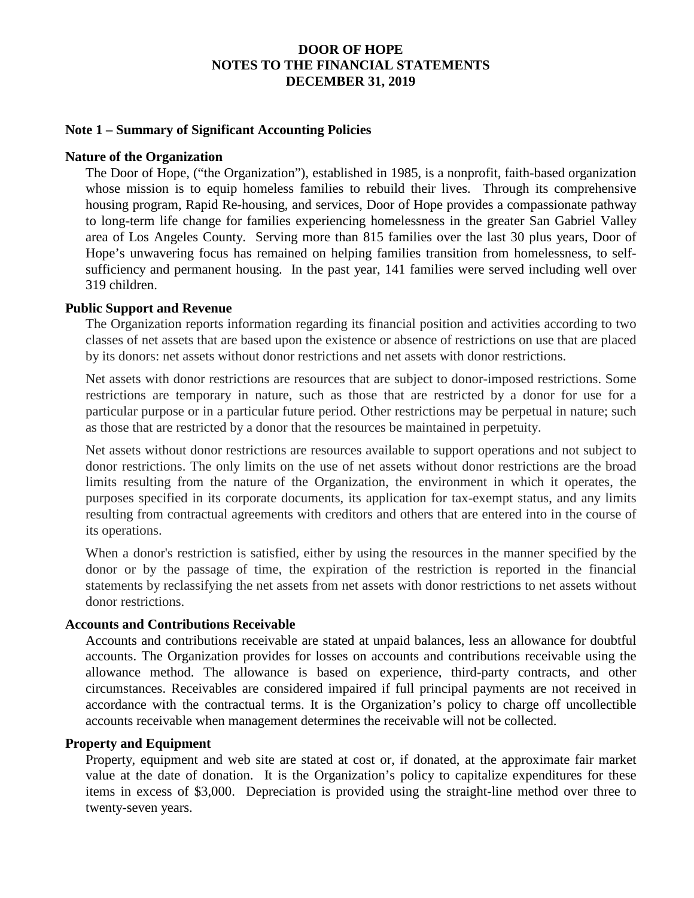# DOOR OF HOPE
## NOTES TO THE FINANCIAL STATEMENTS
## DECEMBER 31, 2019

### Note 1 – Summary of Significant Accounting Policies

**Nature of the Organization**

The Door of Hope, ("the Organization"), established in 1985, is a nonprofit, faith-based organization whose mission is to equip homeless families to rebuild their lives. Through its comprehensive housing program, Rapid Re-housing, and services, Door of Hope provides a compassionate pathway to long-term life change for families experiencing homelessness in the greater San Gabriel Valley area of Los Angeles County. Serving more than 815 families over the last 30 plus years, Door of Hope's unwavering focus has remained on helping families transition from homelessness, to self-sufficiency and permanent housing. In the past year, 141 families were served including well over 319 children.

**Public Support and Revenue**

The Organization reports information regarding its financial position and activities according to two classes of net assets that are based upon the existence or absence of restrictions on use that are placed by its donors: net assets without donor restrictions and net assets with donor restrictions.

Net assets with donor restrictions are resources that are subject to donor-imposed restrictions. Some restrictions are temporary in nature, such as those that are restricted by a donor for use for a particular purpose or in a particular future period. Other restrictions may be perpetual in nature; such as those that are restricted by a donor that the resources be maintained in perpetuity.

Net assets without donor restrictions are resources available to support operations and not subject to donor restrictions. The only limits on the use of net assets without donor restrictions are the broad limits resulting from the nature of the Organization, the environment in which it operates, the purposes specified in its corporate documents, its application for tax-exempt status, and any limits resulting from contractual agreements with creditors and others that are entered into in the course of its operations.

When a donor's restriction is satisfied, either by using the resources in the manner specified by the donor or by the passage of time, the expiration of the restriction is reported in the financial statements by reclassifying the net assets from net assets with donor restrictions to net assets without donor restrictions.

**Accounts and Contributions Receivable**

Accounts and contributions receivable are stated at unpaid balances, less an allowance for doubtful accounts. The Organization provides for losses on accounts and contributions receivable using the allowance method. The allowance is based on experience, third-party contracts, and other circumstances. Receivables are considered impaired if full principal payments are not received in accordance with the contractual terms. It is the Organization's policy to charge off uncollectible accounts receivable when management determines the receivable will not be collected.

**Property and Equipment**

Property, equipment and web site are stated at cost or, if donated, at the approximate fair market value at the date of donation. It is the Organization's policy to capitalize expenditures for these items in excess of $3,000. Depreciation is provided using the straight-line method over three to twenty-seven years.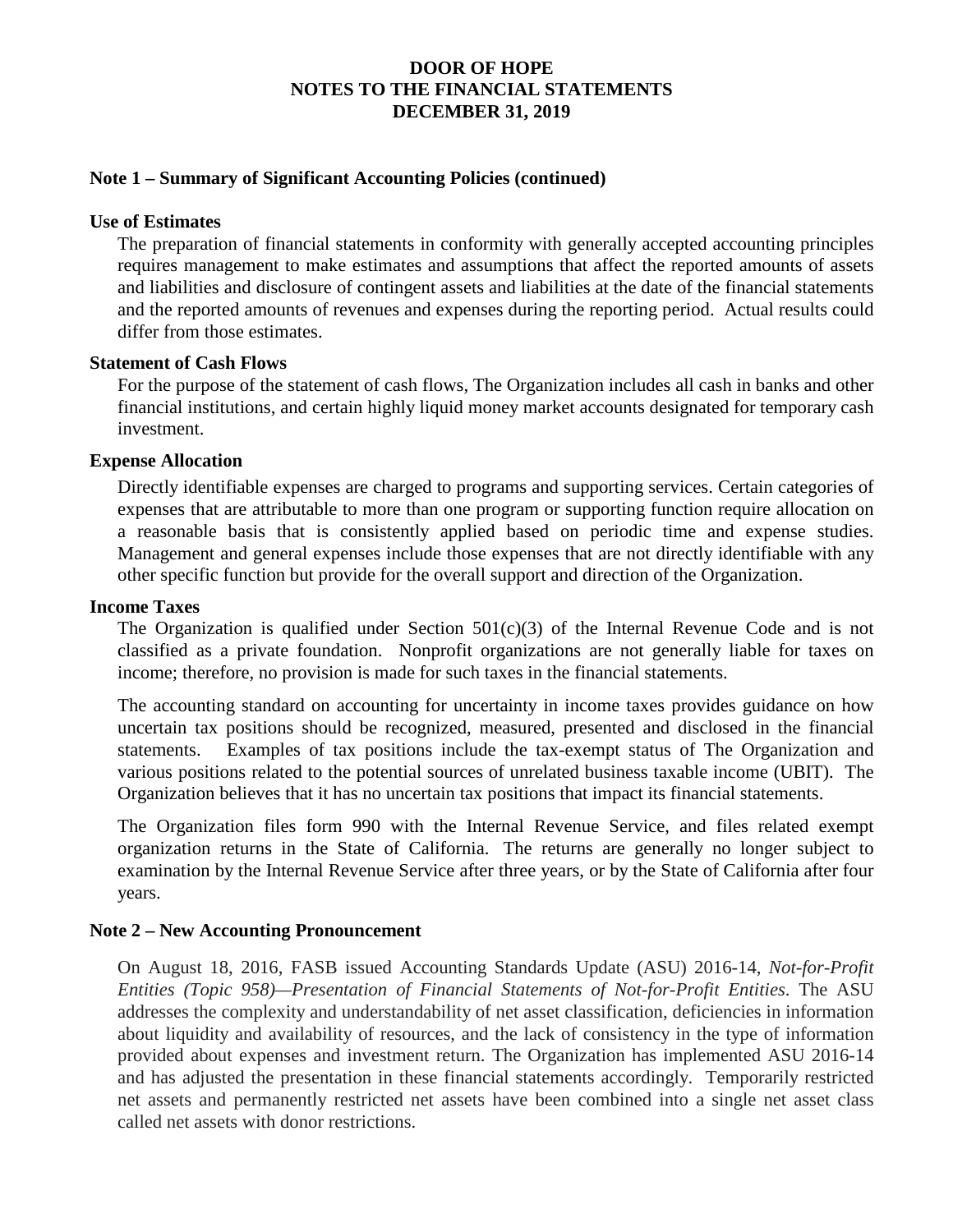## Note 1 – Summary of Significant Accounting Policies (continued)

### Use of Estimates

The preparation of financial statements in conformity with generally accepted accounting principles requires management to make estimates and assumptions that affect the reported amounts of assets and liabilities and disclosure of contingent assets and liabilities at the date of the financial statements and the reported amounts of revenues and expenses during the reporting period. Actual results could differ from those estimates.

### Statement of Cash Flows

For the purpose of the statement of cash flows, The Organization includes all cash in banks and other financial institutions, and certain highly liquid money market accounts designated for temporary cash investment.

### Expense Allocation

Directly identifiable expenses are charged to programs and supporting services. Certain categories of expenses that are attributable to more than one program or supporting function require allocation on a reasonable basis that is consistently applied based on periodic time and expense studies. Management and general expenses include those expenses that are not directly identifiable with any other specific function but provide for the overall support and direction of the Organization.

### Income Taxes

The Organization is qualified under Section 501(c)(3) of the Internal Revenue Code and is not classified as a private foundation. Nonprofit organizations are not generally liable for taxes on income; therefore, no provision is made for such taxes in the financial statements.

The accounting standard on accounting for uncertainty in income taxes provides guidance on how uncertain tax positions should be recognized, measured, presented and disclosed in the financial statements. Examples of tax positions include the tax-exempt status of The Organization and various positions related to the potential sources of unrelated business taxable income (UBIT). The Organization believes that it has no uncertain tax positions that impact its financial statements.

The Organization files form 990 with the Internal Revenue Service, and files related exempt organization returns in the State of California. The returns are generally no longer subject to examination by the Internal Revenue Service after three years, or by the State of California after four years.

## Note 2 – New Accounting Pronouncement

On August 18, 2016, FASB issued Accounting Standards Update (ASU) 2016-14, *Not-for-Profit Entities (Topic 958)—Presentation of Financial Statements of Not-for-Profit Entities.* The ASU addresses the complexity and understandability of net asset classification, deficiencies in information about liquidity and availability of resources, and the lack of consistency in the type of information provided about expenses and investment return. The Organization has implemented ASU 2016-14 and has adjusted the presentation in these financial statements accordingly. Temporarily restricted net assets and permanently restricted net assets have been combined into a single net asset class called net assets with donor restrictions.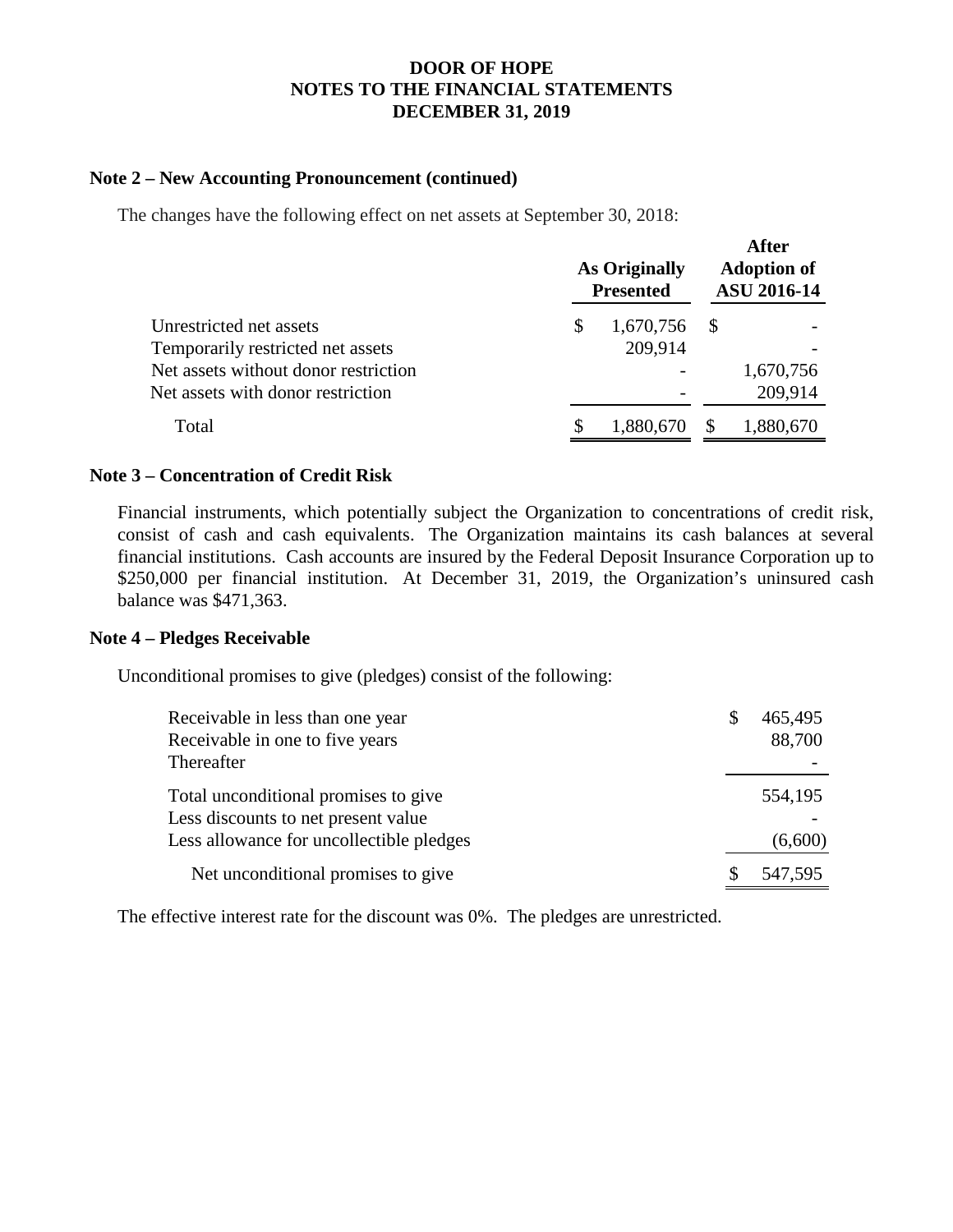# DOOR OF HOPE
# NOTES TO THE FINANCIAL STATEMENTS
# DECEMBER 31, 2019

### Note 2 – New Accounting Pronouncement (continued)

The changes have the following effect on net assets at September 30, 2018:

| | As Originally Presented | After Adoption of ASU 2016-14 |
|---|---|---|
| Unrestricted net assets | $ 1,670,756 | $ - |
| Temporarily restricted net assets | 209,914 | - |
| Net assets without donor restriction | - | 1,670,756 |
| Net assets with donor restriction | - | 209,914 |
| Total | $ 1,880,670 | $ 1,880,670 |

### Note 3 – Concentration of Credit Risk

Financial instruments, which potentially subject the Organization to concentrations of credit risk, consist of cash and cash equivalents. The Organization maintains its cash balances at several financial institutions. Cash accounts are insured by the Federal Deposit Insurance Corporation up to $250,000 per financial institution. At December 31, 2019, the Organization's uninsured cash balance was $471,363.

### Note 4 – Pledges Receivable

Unconditional promises to give (pledges) consist of the following:

| | |
|---|---|
| Receivable in less than one year | $ 465,495 |
| Receivable in one to five years | 88,700 |
| Thereafter | - |
| Total unconditional promises to give | 554,195 |
| Less discounts to net present value | - |
| Less allowance for uncollectible pledges | (6,600) |
| Net unconditional promises to give | $ 547,595 |

The effective interest rate for the discount was 0%. The pledges are unrestricted.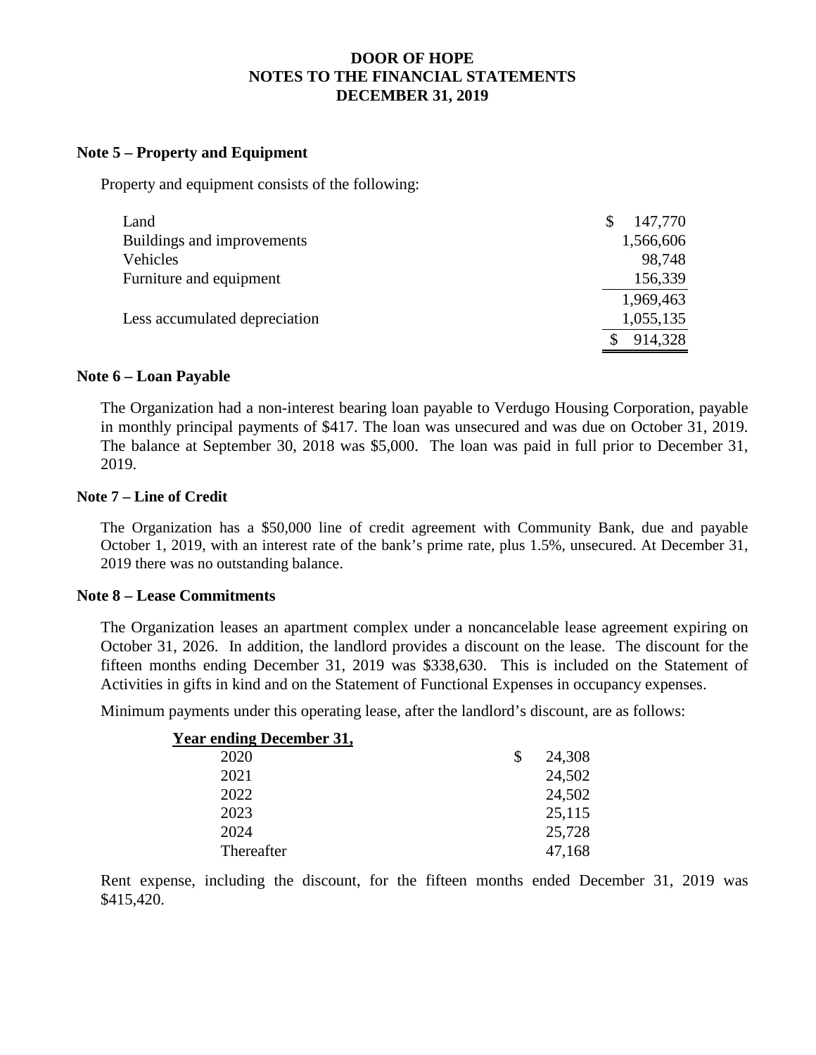# DOOR OF HOPE
# NOTES TO THE FINANCIAL STATEMENTS
# DECEMBER 31, 2019

## Note 5 – Property and Equipment

Property and equipment consists of the following:

| | |
|---|---|
| Land | $ 147,770 |
| Buildings and improvements | 1,566,606 |
| Vehicles | 98,748 |
| Furniture and equipment | 156,339 |
| | 1,969,463 |
| Less accumulated depreciation | 1,055,135 |
| | $ 914,328 |

## Note 6 – Loan Payable

The Organization had a non-interest bearing loan payable to Verdugo Housing Corporation, payable in monthly principal payments of $417. The loan was unsecured and was due on October 31, 2019. The balance at September 30, 2018 was $5,000. The loan was paid in full prior to December 31, 2019.

## Note 7 – Line of Credit

The Organization has a $50,000 line of credit agreement with Community Bank, due and payable October 1, 2019, with an interest rate of the bank's prime rate, plus 1.5%, unsecured. At December 31, 2019 there was no outstanding balance.

## Note 8 – Lease Commitments

The Organization leases an apartment complex under a noncancelable lease agreement expiring on October 31, 2026. In addition, the landlord provides a discount on the lease. The discount for the fifteen months ending December 31, 2019 was $338,630. This is included on the Statement of Activities in gifts in kind and on the Statement of Functional Expenses in occupancy expenses.

Minimum payments under this operating lease, after the landlord's discount, are as follows:

| Year ending December 31, | |
|---|---|
| 2020 | $ 24,308 |
| 2021 | 24,502 |
| 2022 | 24,502 |
| 2023 | 25,115 |
| 2024 | 25,728 |
| Thereafter | 47,168 |

Rent expense, including the discount, for the fifteen months ended December 31, 2019 was $415,420.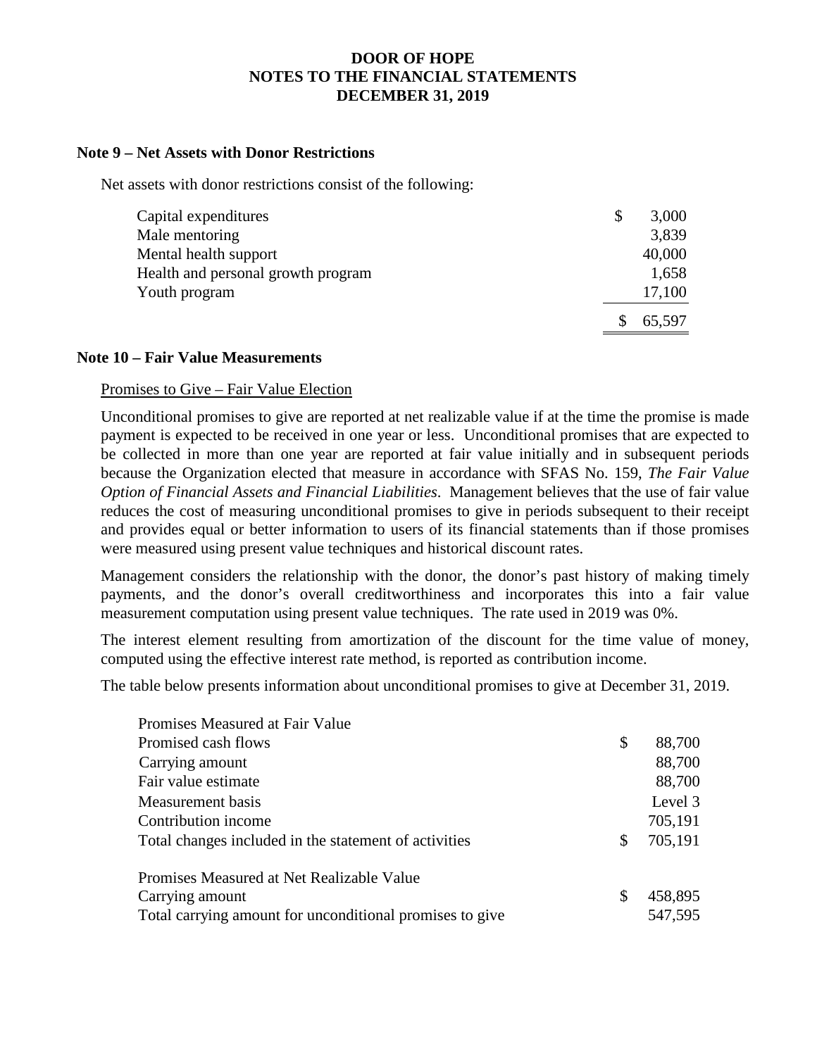DOOR OF HOPE
NOTES TO THE FINANCIAL STATEMENTS
DECEMBER 31, 2019

**Note 9 – Net Assets with Donor Restrictions**

Net assets with donor restrictions consist of the following:

| | |
|---|---|
| Capital expenditures | $ 3,000 |
| Male mentoring | 3,839 |
| Mental health support | 40,000 |
| Health and personal growth program | 1,658 |
| Youth program | 17,100 |
| | $ 65,597 |

**Note 10 – Fair Value Measurements**

Promises to Give – Fair Value Election

Unconditional promises to give are reported at net realizable value if at the time the promise is made payment is expected to be received in one year or less. Unconditional promises that are expected to be collected in more than one year are reported at fair value initially and in subsequent periods because the Organization elected that measure in accordance with SFAS No. 159, *The Fair Value Option of Financial Assets and Financial Liabilities*. Management believes that the use of fair value reduces the cost of measuring unconditional promises to give in periods subsequent to their receipt and provides equal or better information to users of its financial statements than if those promises were measured using present value techniques and historical discount rates.

Management considers the relationship with the donor, the donor's past history of making timely payments, and the donor's overall creditworthiness and incorporates this into a fair value measurement computation using present value techniques. The rate used in 2019 was 0%.

The interest element resulting from amortization of the discount for the time value of money, computed using the effective interest rate method, is reported as contribution income.

The table below presents information about unconditional promises to give at December 31, 2019.

| | |
|---|---|
| Promises Measured at Fair Value | |
| Promised cash flows | $ 88,700 |
| Carrying amount | 88,700 |
| Fair value estimate | 88,700 |
| Measurement basis | Level 3 |
| Contribution income | 705,191 |
| Total changes included in the statement of activities | $ 705,191 |
| | |
| Promises Measured at Net Realizable Value | |
| Carrying amount | $ 458,895 |
| Total carrying amount for unconditional promises to give | 547,595 |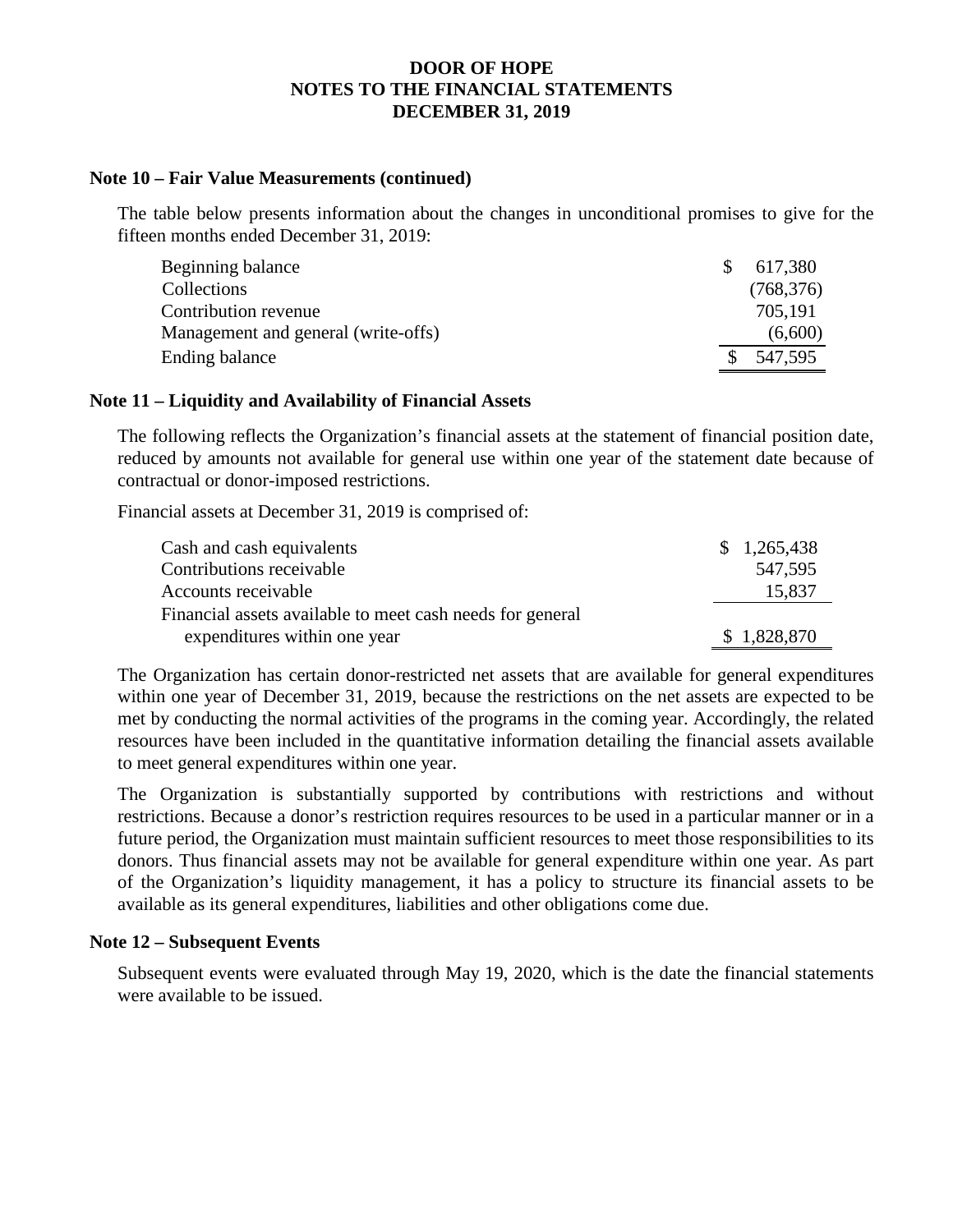# DOOR OF HOPE
# NOTES TO THE FINANCIAL STATEMENTS
# DECEMBER 31, 2019

### Note 10 – Fair Value Measurements (continued)

The table below presents information about the changes in unconditional promises to give for the fifteen months ended December 31, 2019:

| | |
|---|---|
| Beginning balance | $ 617,380 |
| Collections | (768,376) |
| Contribution revenue | 705,191 |
| Management and general (write-offs) | (6,600) |
| Ending balance | $ 547,595 |

### Note 11 – Liquidity and Availability of Financial Assets

The following reflects the Organization's financial assets at the statement of financial position date, reduced by amounts not available for general use within one year of the statement date because of contractual or donor-imposed restrictions.

Financial assets at December 31, 2019 is comprised of:

| | |
|---|---|
| Cash and cash equivalents | $ 1,265,438 |
| Contributions receivable | 547,595 |
| Accounts receivable | 15,837 |
| Financial assets available to meet cash needs for general expenditures within one year | $ 1,828,870 |

The Organization has certain donor-restricted net assets that are available for general expenditures within one year of December 31, 2019, because the restrictions on the net assets are expected to be met by conducting the normal activities of the programs in the coming year. Accordingly, the related resources have been included in the quantitative information detailing the financial assets available to meet general expenditures within one year.

The Organization is substantially supported by contributions with restrictions and without restrictions. Because a donor's restriction requires resources to be used in a particular manner or in a future period, the Organization must maintain sufficient resources to meet those responsibilities to its donors. Thus financial assets may not be available for general expenditure within one year. As part of the Organization's liquidity management, it has a policy to structure its financial assets to be available as its general expenditures, liabilities and other obligations come due.

### Note 12 – Subsequent Events

Subsequent events were evaluated through May 19, 2020, which is the date the financial statements were available to be issued.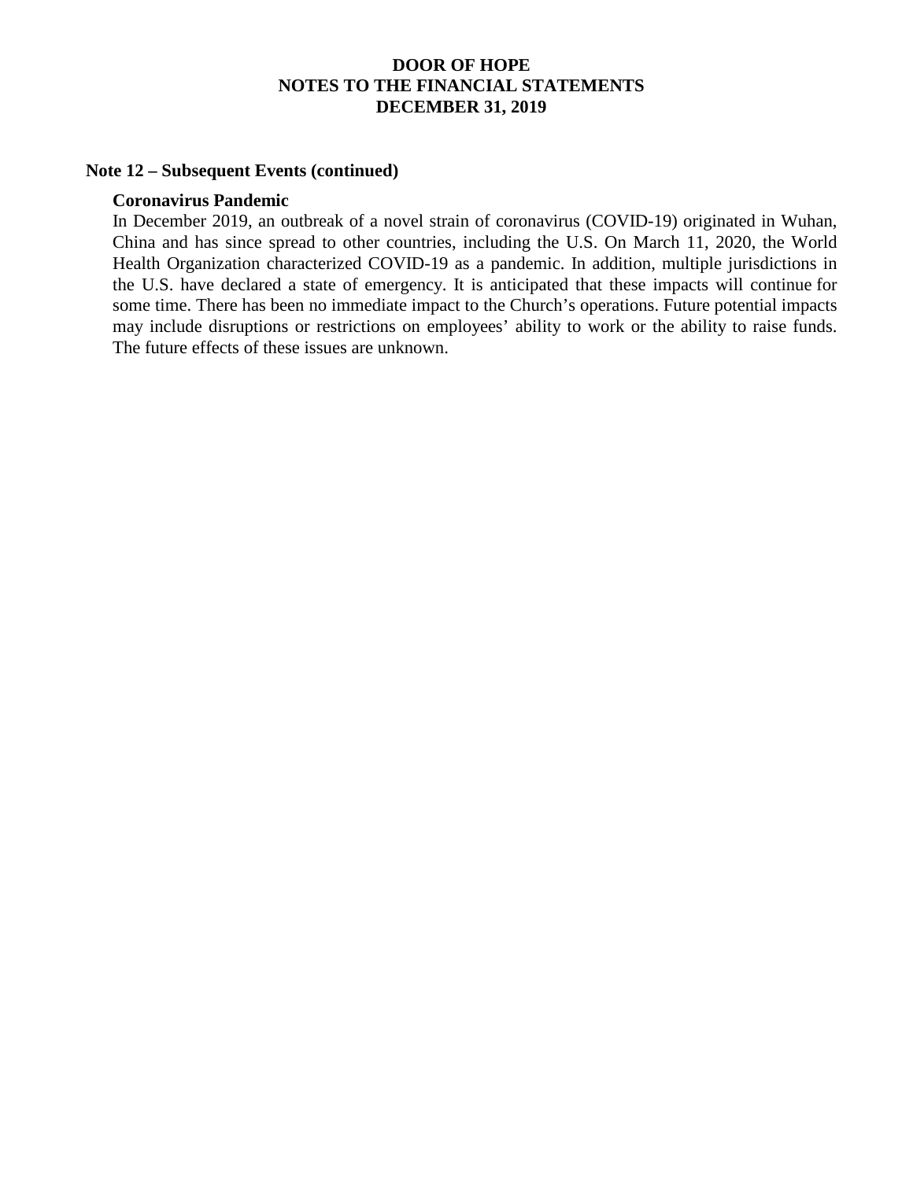### Note 12 – Subsequent Events (continued)

**Coronavirus Pandemic**

In December 2019, an outbreak of a novel strain of coronavirus (COVID-19) originated in Wuhan, China and has since spread to other countries, including the U.S. On March 11, 2020, the World Health Organization characterized COVID-19 as a pandemic. In addition, multiple jurisdictions in the U.S. have declared a state of emergency. It is anticipated that these impacts will continue for some time. There has been no immediate impact to the Church's operations. Future potential impacts may include disruptions or restrictions on employees' ability to work or the ability to raise funds. The future effects of these issues are unknown.